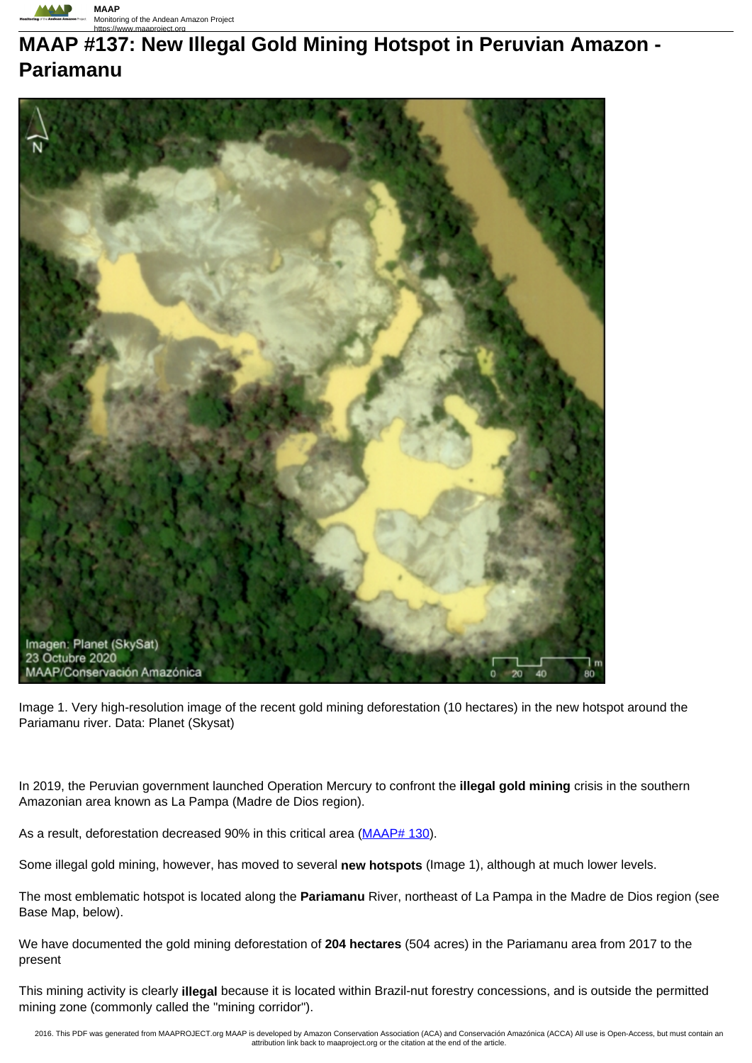# MAAP #137: New Illegal Gold Mining Hotspot in Peruvian Amazon - Pariamanu

Image 1. Very high-resolution image of the recent gold mining deforestation (10 hectares) in the new hotspot around the Pariamanu river. Data: Planet (Skysat)

In 2019, the Peruvian government launched Operation Mercury to confront the **illegal gold mining** crisis in the southern Amazonian area known as La Pampa (Madre de Dios region).

As a result, deforestation decreased 90% in this critical area ([MAAP# 130](https://www.maaproject.org)).

Some illegal gold mining, however, has moved to several **new hotspots** (Image 1), although at much lower levels.

The most emblematic hotspot is located along the **Pariamanu** River, northeast of La Pampa in the Madre de Dios region (see Base Map, below).

We have documented the gold mining deforestation of **204 hectares** (504 acres) in the Pariamanu area from 2017 to the present

This mining activity is clearly **illegal** because it is located within Brazil-nut forestry concessions, and is outside the permitted mining zone (commonly called the "mining corridor").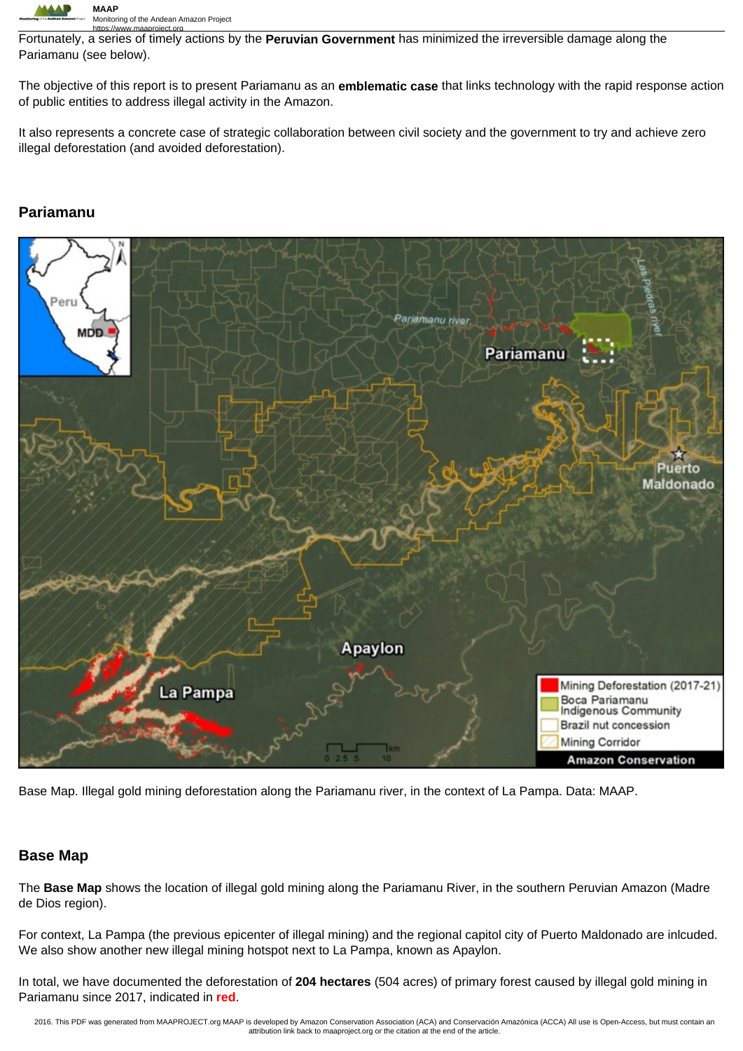Fortunately, a series of timely actions by the **Peruvian Government** has minimized the irreversible damage along the Pariamanu (see below).

The objective of this report is to present Pariamanu as an **emblematic case** that links technology with the rapid response action of public entities to address illegal activity in the Amazon.

It also represents a concrete case of strategic collaboration between civil society and the government to try and achieve zero illegal deforestation (and avoided deforestation).

## Pariamanu

Base Map. Illegal gold mining deforestation along the Pariamanu river, in the context of La Pampa. Data: MAAP.

## Base Map

The **Base Map** shows the location of illegal gold mining along the Pariamanu River, in the southern Peruvian Amazon (Madre de Dios region).

For context, La Pampa (the previous epicenter of illegal mining) and the regional capitol city of Puerto Maldonado are inlcuded. We also show another new illegal mining hotspot next to La Pampa, known as Apaylon.

In total, we have documented the deforestation of **204 hectares** (504 acres) of primary forest caused by illegal gold mining in Pariamanu since 2017, indicated in **red**.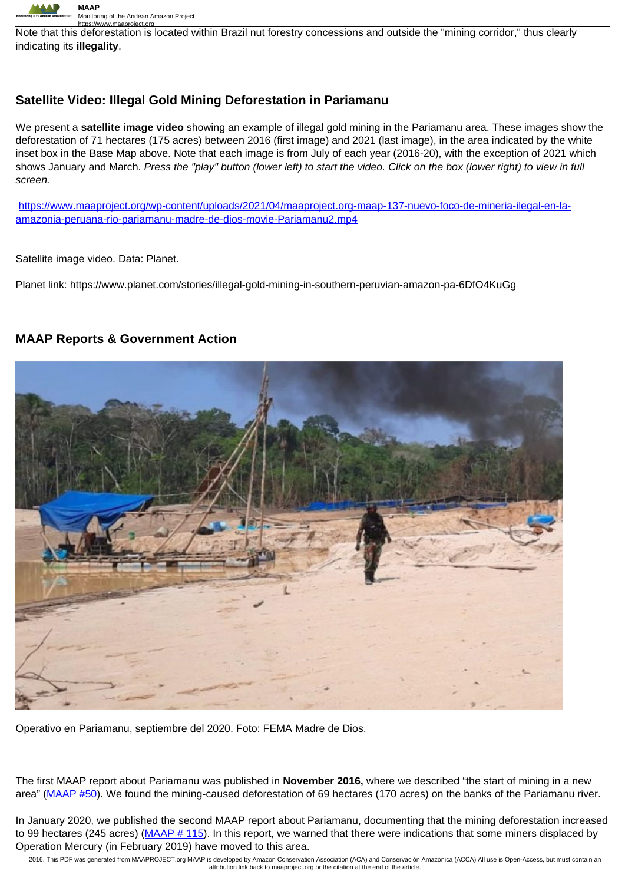Note that this deforestation is located within Brazil nut forestry concessions and outside the "mining corridor," thus clearly indicating its **illegality**.

## Satellite Video: Illegal Gold Mining Deforestation in Pariamanu

We present a **satellite image video** showing an example of illegal gold mining in the Pariamanu area. These images show the deforestation of 71 hectares (175 acres) between 2016 (first image) and 2021 (last image), in the area indicated by the white inset box in the Base Map above. Note that each image is from July of each year (2016-20), with the exception of 2021 which shows January and March. *Press the "play" button (lower left) to start the video. Click on the box (lower right) to view in full screen.*

[https://www.maaproject.org/wp-content/uploads/2021/04/maaproject.org-maap-137-nuevo-foco-de-mineria-ilegal-en-la-amazonia-peruana-rio-pariamanu-madre-de-dios-movie-Pariamanu2.mp4](https://www.maaproject.org/wp-content/uploads/2021/04/maaproject.org-maap-137-nuevo-foco-de-mineria-ilegal-en-la-amazonia-peruana-rio-pariamanu-madre-de-dios-movie-Pariamanu2.mp4)

Satellite image video. Data: Planet.

Planet link: https://www.planet.com/stories/illegal-gold-mining-in-southern-peruvian-amazon-pa-6DfO4KuGg

## MAAP Reports & Government Action

Operativo en Pariamanu, septiembre del 2020. Foto: FEMA Madre de Dios.

The first MAAP report about Pariamanu was published in **November 2016,** where we described "the start of mining in a new area" (MAAP #50). We found the mining-caused deforestation of 69 hectares (170 acres) on the banks of the Pariamanu river.

In January 2020, we published the second MAAP report about Pariamanu, documenting that the mining deforestation increased to 99 hectares (245 acres) (MAAP # 115). In this report, we warned that there were indications that some miners displaced by Operation Mercury (in February 2019) have moved to this area.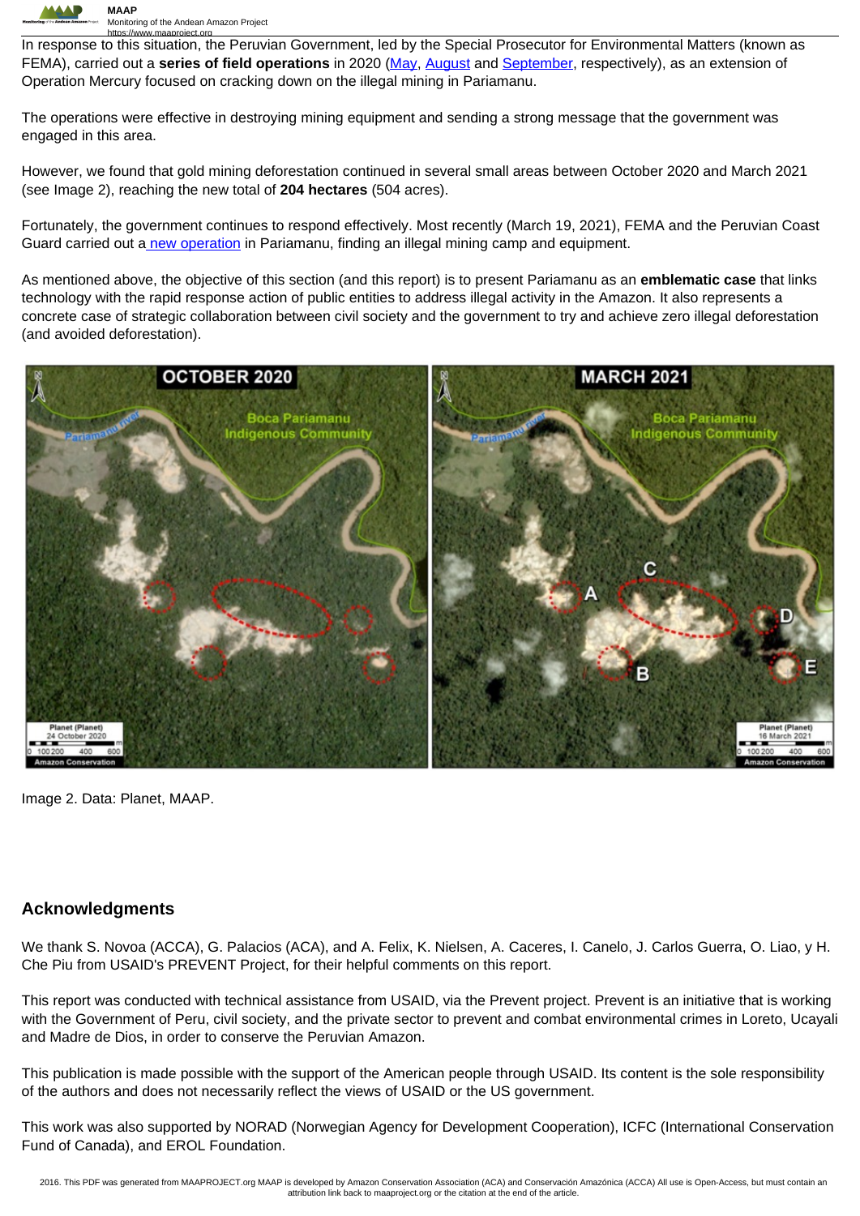In response to this situation, the Peruvian Government, led by the Special Prosecutor for Environmental Matters (known as FEMA), carried out a **series of field operations** in 2020 (May, August and September, respectively), as an extension of Operation Mercury focused on cracking down on the illegal mining in Pariamanu.

The operations were effective in destroying mining equipment and sending a strong message that the government was engaged in this area.

However, we found that gold mining deforestation continued in several small areas between October 2020 and March 2021 (see Image 2), reaching the new total of **204 hectares** (504 acres).

Fortunately, the government continues to respond effectively. Most recently (March 19, 2021), FEMA and the Peruvian Coast Guard carried out a new operation in Pariamanu, finding an illegal mining camp and equipment.

As mentioned above, the objective of this section (and this report) is to present Pariamanu as an **emblematic case** that links technology with the rapid response action of public entities to address illegal activity in the Amazon. It also represents a concrete case of strategic collaboration between civil society and the government to try and achieve zero illegal deforestation (and avoided deforestation).

Image 2. Data: Planet, MAAP.

## Acknowledgments

We thank S. Novoa (ACCA), G. Palacios (ACA), and A. Felix, K. Nielsen, A. Caceres, I. Canelo, J. Carlos Guerra, O. Liao, y H. Che Piu from USAID's PREVENT Project, for their helpful comments on this report.

This report was conducted with technical assistance from USAID, via the Prevent project. Prevent is an initiative that is working with the Government of Peru, civil society, and the private sector to prevent and combat environmental crimes in Loreto, Ucayali and Madre de Dios, in order to conserve the Peruvian Amazon.

This publication is made possible with the support of the American people through USAID. Its content is the sole responsibility of the authors and does not necessarily reflect the views of USAID or the US government.

This work was also supported by NORAD (Norwegian Agency for Development Cooperation), ICFC (International Conservation Fund of Canada), and EROL Foundation.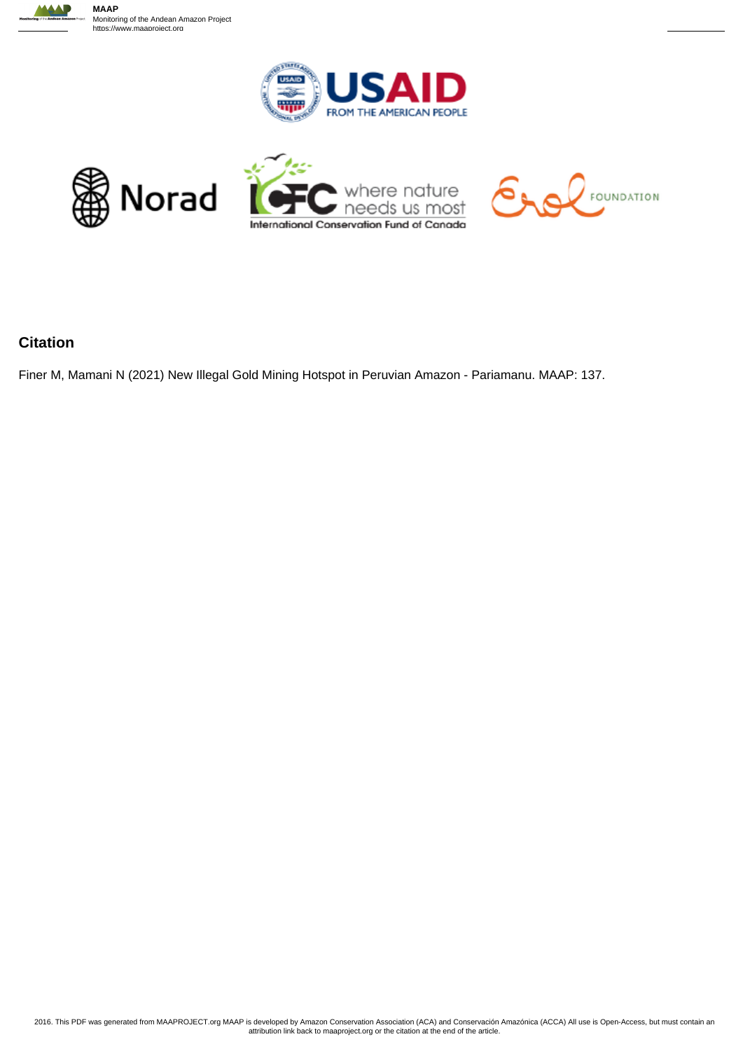## Citation

Finer M, Mamani N (2021) New Illegal Gold Mining Hotspot in Peruvian Amazon - Pariamanu. MAAP: 137.